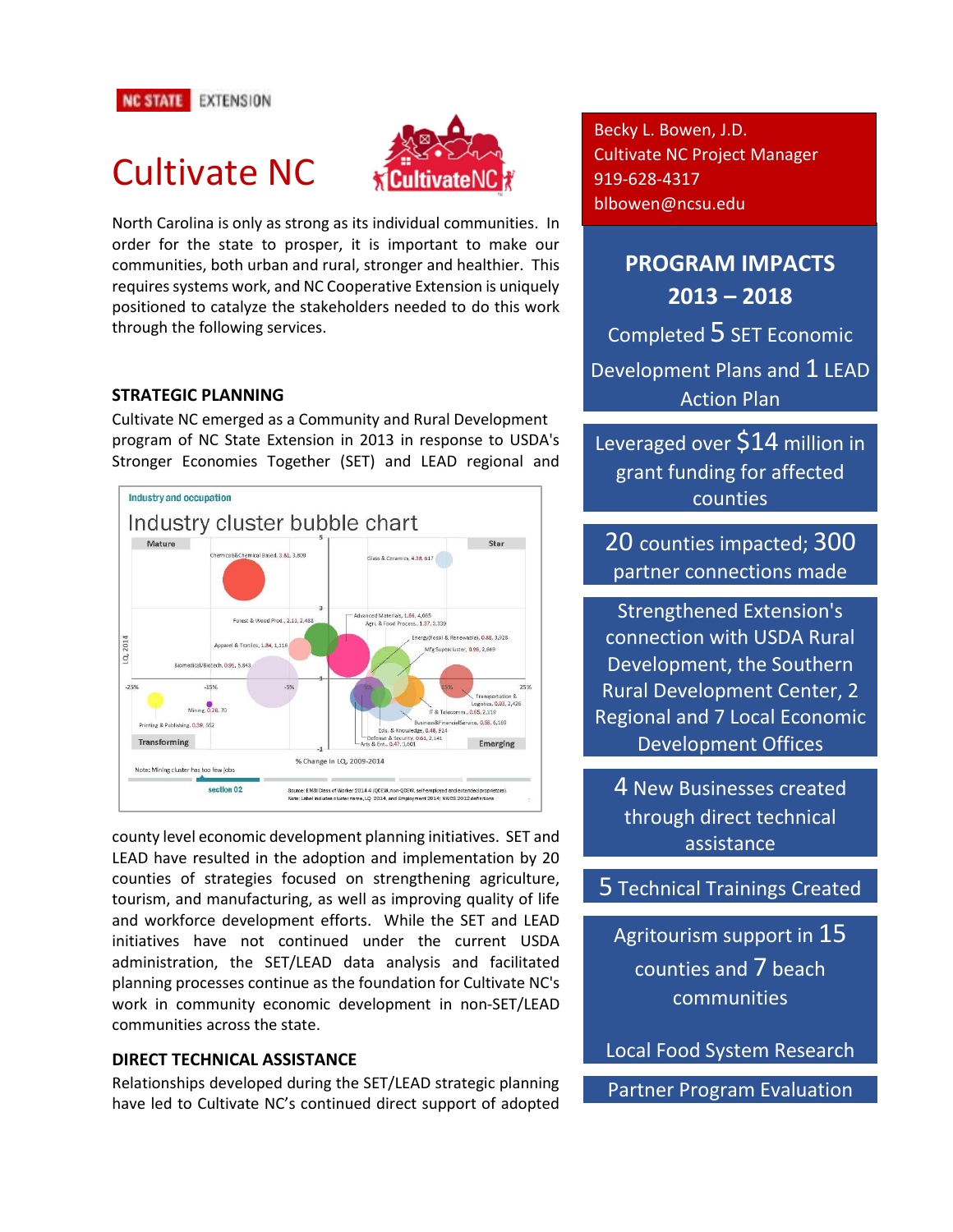NC STATE EXTENSION

# Cultivate NC

North Carolina is only as strong as its individual communities. In order for the state to prosper, it is important to make our communities, both urban and rural, stronger and healthier. This requires systems work, and NC Cooperative Extension is uniquely positioned to catalyze the stakeholders needed to do this work through the following services.

## STRATEGIC PLANNING

Cultivate NC emerged as a Community and Rural Development program of NC State Extension in 2013 in response to USDA's Stronger Economies Together (SET) and LEAD regional and county level economic development planning initiatives. SET and LEAD have resulted in the adoption and implementation by 20 counties of strategies focused on strengthening agriculture, tourism, and manufacturing, as well as improving quality of life and workforce development efforts. While the SET and LEAD initiatives have not continued under the current USDA administration, the SET/LEAD data analysis and facilitated planning processes continue as the foundation for Cultivate NC's work in community economic development in non-SET/LEAD communities across the state.

## DIRECT TECHNICAL ASSISTANCE

Relationships developed during the SET/LEAD strategic planning have led to Cultivate NC's continued direct support of adopted

---

Becky L. Bowen, J.D.
Cultivate NC Project Manager
919-628-4317
blbowen@ncsu.edu

## PROGRAM IMPACTS 2013 – 2018

Completed 5 SET Economic Development Plans and 1 LEAD Action Plan

Leveraged over $14 million in grant funding for affected counties

20 counties impacted; 300 partner connections made

Strengthened Extension's connection with USDA Rural Development, the Southern Rural Development Center, 2 Regional and 7 Local Economic Development Offices

4 New Businesses created through direct technical assistance

5 Technical Trainings Created

Agritourism support in 15 counties and 7 beach communities

Local Food System Research

Partner Program Evaluation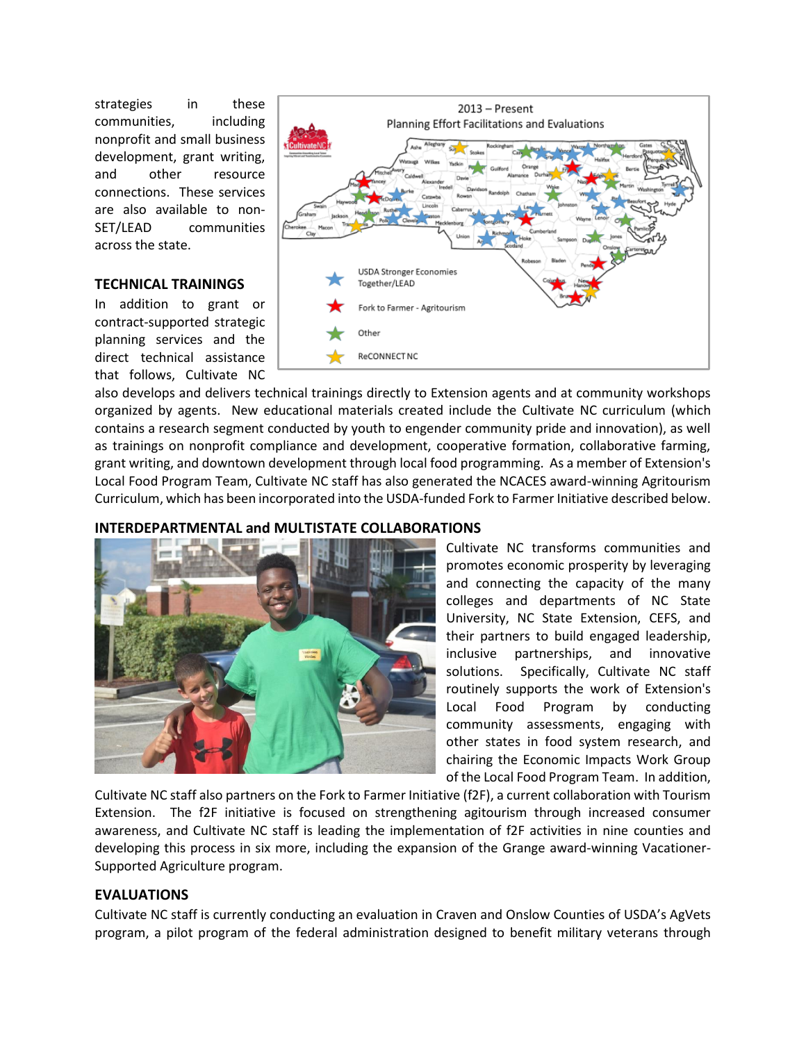strategies in these communities, including nonprofit and small business development, grant writing, and other resource connections. These services are also available to non-SET/LEAD communities across the state.

### TECHNICAL TRAININGS

In addition to grant or contract-supported strategic planning services and the direct technical assistance that follows, Cultivate NC also develops and delivers technical trainings directly to Extension agents and at community workshops organized by agents. New educational materials created include the Cultivate NC curriculum (which contains a research segment conducted by youth to engender community pride and innovation), as well as trainings on nonprofit compliance and development, cooperative formation, collaborative farming, grant writing, and downtown development through local food programming. As a member of Extension's Local Food Program Team, Cultivate NC staff has also generated the NCACES award-winning Agritourism Curriculum, which has been incorporated into the USDA-funded Fork to Farmer Initiative described below.

### INTERDEPARTMENTAL and MULTISTATE COLLABORATIONS

Cultivate NC transforms communities and promotes economic prosperity by leveraging and connecting the capacity of the many colleges and departments of NC State University, NC State Extension, CEFS, and their partners to build engaged leadership, inclusive partnerships, and innovative solutions. Specifically, Cultivate NC staff routinely supports the work of Extension's Local Food Program by conducting community assessments, engaging with other states in food system research, and chairing the Economic Impacts Work Group of the Local Food Program Team. In addition, Cultivate NC staff also partners on the Fork to Farmer Initiative (f2F), a current collaboration with Tourism Extension. The f2F initiative is focused on strengthening agitourism through increased consumer awareness, and Cultivate NC staff is leading the implementation of f2F activities in nine counties and developing this process in six more, including the expansion of the Grange award-winning Vacationer-Supported Agriculture program.

### EVALUATIONS

Cultivate NC staff is currently conducting an evaluation in Craven and Onslow Counties of USDA's AgVets program, a pilot program of the federal administration designed to benefit military veterans through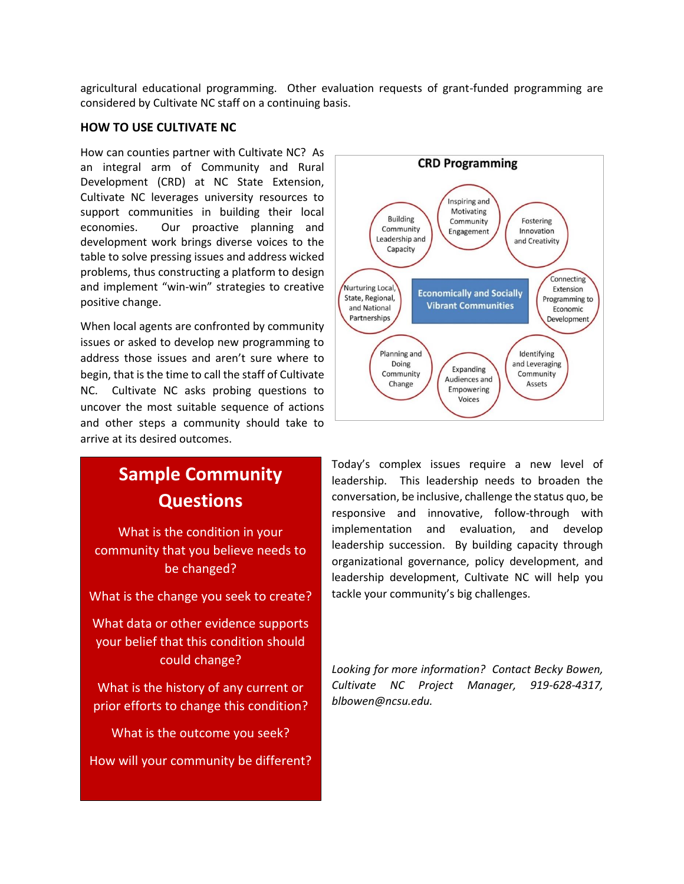agricultural educational programming. Other evaluation requests of grant-funded programming are considered by Cultivate NC staff on a continuing basis.

## HOW TO USE CULTIVATE NC

How can counties partner with Cultivate NC? As an integral arm of Community and Rural Development (CRD) at NC State Extension, Cultivate NC leverages university resources to support communities in building their local economies. Our proactive planning and development work brings diverse voices to the table to solve pressing issues and address wicked problems, thus constructing a platform to design and implement "win-win" strategies to creative positive change.

When local agents are confronted by community issues or asked to develop new programming to address those issues and aren't sure where to begin, that is the time to call the staff of Cultivate NC. Cultivate NC asks probing questions to uncover the most suitable sequence of actions and other steps a community should take to arrive at its desired outcomes.

**CRD Programming**

Economically and Socially Vibrant Communities

Inspiring and Motivating Community Engagement

Fostering Innovation and Creativity

Connecting Extension Programming to Economic Development

Identifying and Leveraging Community Assets

Expanding Audiences and Empowering Voices

Planning and Doing Community Change

Nurturing Local, State, Regional, and National Partnerships

Building Community Leadership and Capacity

## Sample Community Questions

What is the condition in your community that you believe needs to be changed?

What is the change you seek to create?

What data or other evidence supports your belief that this condition should could change?

What is the history of any current or prior efforts to change this condition?

What is the outcome you seek?

How will your community be different?

Today's complex issues require a new level of leadership. This leadership needs to broaden the conversation, be inclusive, challenge the status quo, be responsive and innovative, follow-through with implementation and evaluation, and develop leadership succession. By building capacity through organizational governance, policy development, and leadership development, Cultivate NC will help you tackle your community's big challenges.

*Looking for more information? Contact Becky Bowen, Cultivate NC Project Manager, 919-628-4317, blbowen@ncsu.edu.*